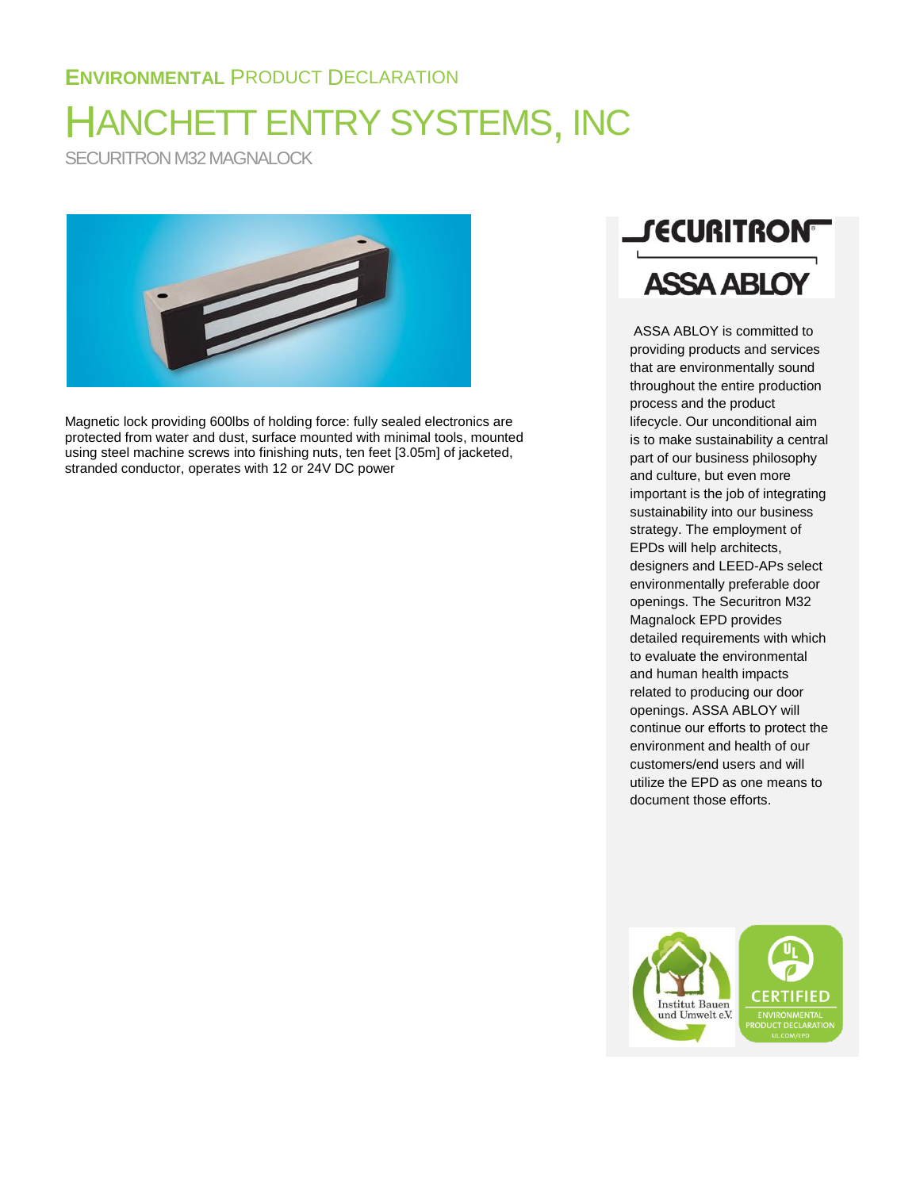**ENVIRONMENTAL** PRODUCT DECLARATION

# HANCHETT ENTRY SYSTEMS, INC

SECURITRON M32 MAGNALOCK

Magnetic lock providing 600lbs of holding force: fully sealed electronics are protected from water and dust, surface mounted with minimal tools, mounted using steel machine screws into finishing nuts, ten feet [3.05m] of jacketed, stranded conductor, operates with 12 or 24V DC power

SECURITRON

ASSA ABLOY

ASSA ABLOY is committed to providing products and services that are environmentally sound throughout the entire production process and the product lifecycle. Our unconditional aim is to make sustainability a central part of our business philosophy and culture, but even more important is the job of integrating sustainability into our business strategy. The employment of EPDs will help architects, designers and LEED-APs select environmentally preferable door openings. The Securitron M32 Magnalock EPD provides detailed requirements with which to evaluate the environmental and human health impacts related to producing our door openings. ASSA ABLOY will continue our efforts to protect the environment and health of our customers/end users and will utilize the EPD as one means to document those efforts.

Institut Bauen und Umwelt e.V.

CERTIFIED ENVIRONMENTAL PRODUCT DECLARATION UL.COM/EPD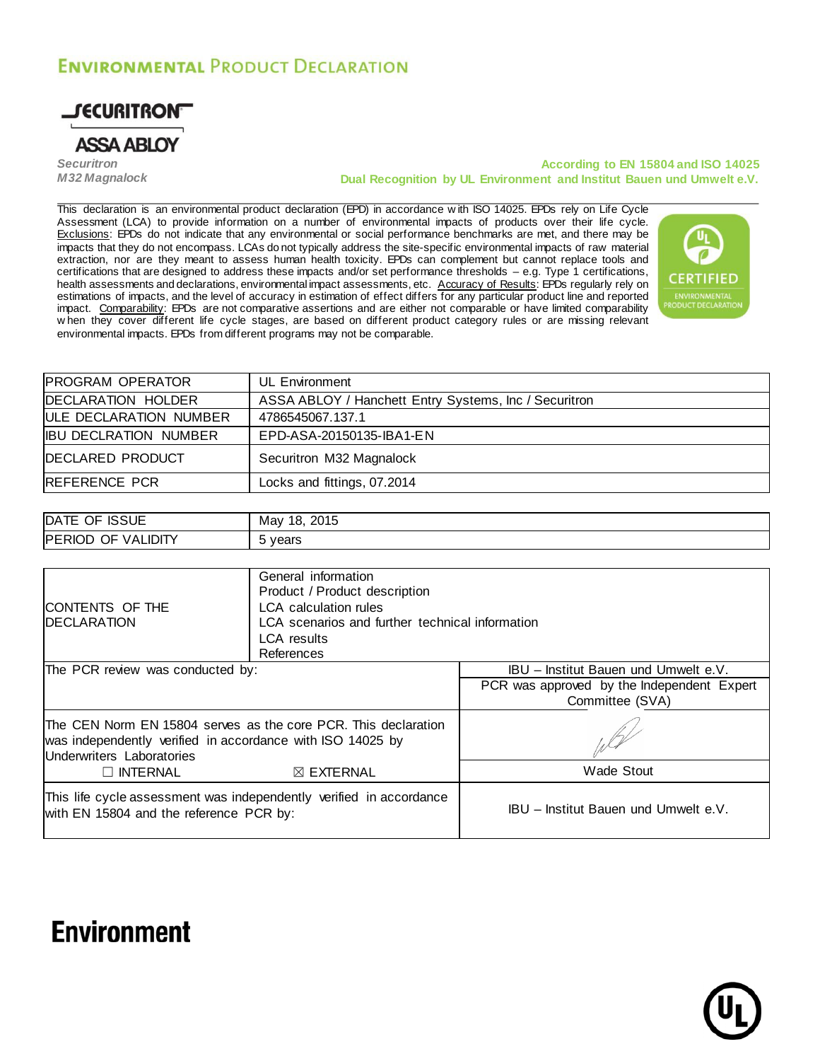# Environmental Product Declaration

SECURITRON
ASSA ABLOY

*Securitron*
*M32 Magnalock*

**According to EN 15804 and ISO 14025**
**Dual Recognition by UL Environment and Institut Bauen und Umwelt e.V.**

This declaration is an environmental product declaration (EPD) in accordance with ISO 14025. EPDs rely on Life Cycle Assessment (LCA) to provide information on a number of environmental impacts of products over their life cycle. Exclusions: EPDs do not indicate that any environmental or social performance benchmarks are met, and there may be impacts that they do not encompass. LCAs do not typically address the site-specific environmental impacts of raw material extraction, nor are they meant to assess human health toxicity. EPDs can complement but cannot replace tools and certifications that are designed to address these impacts and/or set performance thresholds – e.g. Type 1 certifications, health assessments and declarations, environmental impact assessments, etc. Accuracy of Results: EPDs regularly rely on estimations of impacts, and the level of accuracy in estimation of effect differs for any particular product line and reported impact. Comparability: EPDs are not comparative assertions and are either not comparable or have limited comparability when they cover different life cycle stages, are based on different product category rules or are missing relevant environmental impacts. EPDs from different programs may not be comparable.

CERTIFIED ENVIRONMENTAL PRODUCT DECLARATION

| | |
|---|---|
| PROGRAM OPERATOR | UL Environment |
| DECLARATION HOLDER | ASSA ABLOY / Hanchett Entry Systems, Inc / Securitron |
| ULE DECLARATION NUMBER | 4786545067.137.1 |
| IBU DECLRATION NUMBER | EPD-ASA-20150135-IBA1-EN |
| DECLARED PRODUCT | Securitron M32 Magnalock |
| REFERENCE PCR | Locks and fittings, 07.2014 |

| | |
|---|---|
| DATE OF ISSUE | May 18, 2015 |
| PERIOD OF VALIDITY | 5 years |

| | |
|---|---|
| CONTENTS OF THE DECLARATION | General information<br>Product / Product description<br>LCA calculation rules<br>LCA scenarios and further technical information<br>LCA results<br>References |
| The PCR review was conducted by: | IBU – Institut Bauen und Umwelt e.V.<br>PCR was approved by the Independent Expert Committee (SVA) |
| The CEN Norm EN 15804 serves as the core PCR. This declaration was independently verified in accordance with ISO 14025 by Underwriters Laboratories<br>☐ INTERNAL ☒ EXTERNAL | Wade Stout |
| This life cycle assessment was independently verified in accordance with EN 15804 and the reference PCR by: | IBU – Institut Bauen und Umwelt e.V. |

**Environment**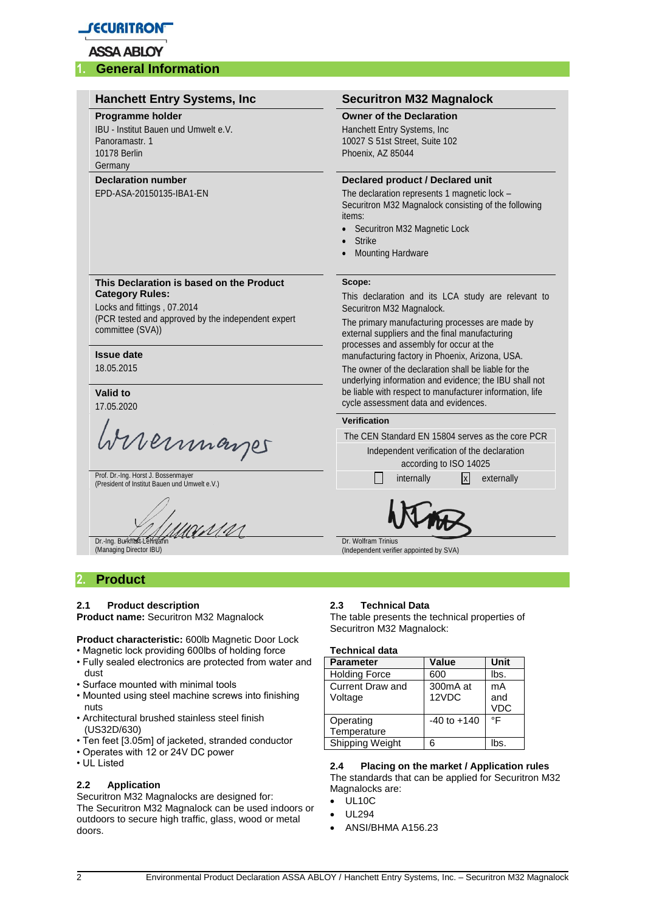## 1. General Information

**Hanchett Entry Systems, Inc**

**Programme holder**

IBU - Institut Bauen und Umwelt e.V.
Panoramastr. 1
10178 Berlin
Germany

**Declaration number**

EPD-ASA-20150135-IBA1-EN

**This Declaration is based on the Product Category Rules:**

Locks and fittings , 07.2014
(PCR tested and approved by the independent expert committee (SVA))

**Issue date**

18.05.2015

**Valid to**

17.05.2020

Prof. Dr.-Ing. Horst J. Bossenmayer
(President of Institut Bauen und Umwelt e.V.)

Dr.-Ing. Burkhart Lehmann
(Managing Director IBU)

**Securitron M32 Magnalock**

**Owner of the Declaration**

Hanchett Entry Systems, Inc
10027 S 51st Street, Suite 102
Phoenix, AZ 85044

**Declared product / Declared unit**

The declaration represents 1 magnetic lock – Securitron M32 Magnalock consisting of the following items:

- Securitron M32 Magnetic Lock
- Strike
- Mounting Hardware

**Scope:**

This declaration and its LCA study are relevant to Securitron M32 Magnalock.

The primary manufacturing processes are made by external suppliers and the final manufacturing processes and assembly for occur at the manufacturing factory in Phoenix, Arizona, USA.

The owner of the declaration shall be liable for the underlying information and evidence; the IBU shall not be liable with respect to manufacturer information, life cycle assessment data and evidences.

**Verification**

The CEN Standard EN 15804 serves as the core PCR

Independent verification of the declaration according to ISO 14025

☐ internally ☒ externally

Dr. Wolfram Trinius
(Independent verifier appointed by SVA)

## 2. Product

### 2.1 Product description

**Product name:** Securitron M32 Magnalock

**Product characteristic:** 600lb Magnetic Door Lock

- Magnetic lock providing 600lbs of holding force
- Fully sealed electronics are protected from water and dust
- Surface mounted with minimal tools
- Mounted using steel machine screws into finishing nuts
- Architectural brushed stainless steel finish (US32D/630)
- Ten feet [3.05m] of jacketed, stranded conductor
- Operates with 12 or 24V DC power
- UL Listed

### 2.2 Application

Securitron M32 Magnalocks are designed for:
The Securitron M32 Magnalock can be used indoors or outdoors to secure high traffic, glass, wood or metal doors.

### 2.3 Technical Data

The table presents the technical properties of Securitron M32 Magnalock:

**Technical data**

| Parameter | Value | Unit |
|---|---|---|
| Holding Force | 600 | lbs. |
| Current Draw and Voltage | 300mA at 12VDC | mA and VDC |
| Operating Temperature | -40 to +140 | °F |
| Shipping Weight | 6 | lbs. |

### 2.4 Placing on the market / Application rules

The standards that can be applied for Securitron M32 Magnalocks are:

- UL10C
- UL294
- ANSI/BHMA A156.23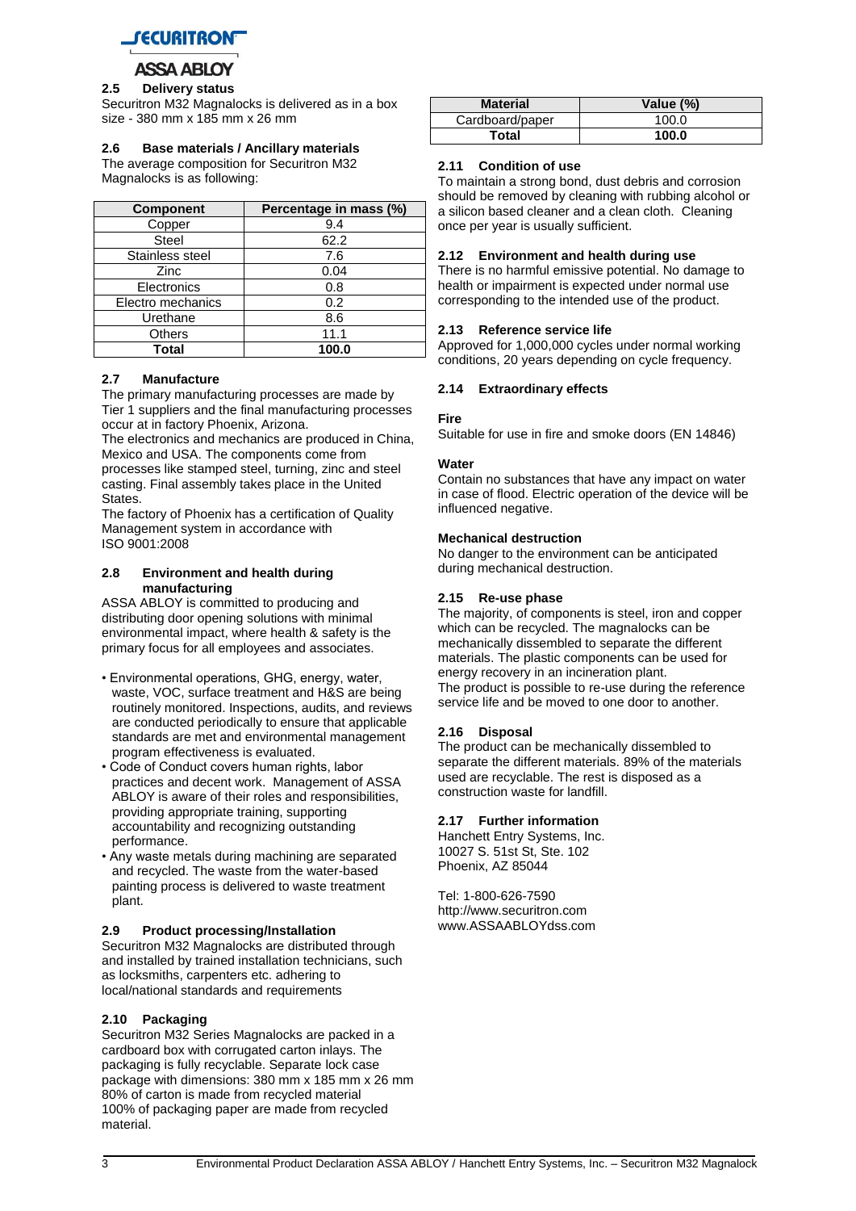### 2.5 Delivery status

Securitron M32 Magnalocks is delivered as in a box size - 380 mm x 185 mm x 26 mm

### 2.6 Base materials / Ancillary materials

The average composition for Securitron M32 Magnalocks is as following:

| Component | Percentage in mass (%) |
|---|---|
| Copper | 9.4 |
| Steel | 62.2 |
| Stainless steel | 7.6 |
| Zinc | 0.04 |
| Electronics | 0.8 |
| Electro mechanics | 0.2 |
| Urethane | 8.6 |
| Others | 11.1 |
| **Total** | **100.0** |

### 2.7 Manufacture

The primary manufacturing processes are made by Tier 1 suppliers and the final manufacturing processes occur at in factory Phoenix, Arizona.

The electronics and mechanics are produced in China, Mexico and USA. The components come from processes like stamped steel, turning, zinc and steel casting. Final assembly takes place in the United States.

The factory of Phoenix has a certification of Quality Management system in accordance with ISO 9001:2008

### 2.8 Environment and health during manufacturing

ASSA ABLOY is committed to producing and distributing door opening solutions with minimal environmental impact, where health & safety is the primary focus for all employees and associates.

- Environmental operations, GHG, energy, water, waste, VOC, surface treatment and H&S are being routinely monitored. Inspections, audits, and reviews are conducted periodically to ensure that applicable standards are met and environmental management program effectiveness is evaluated.
- Code of Conduct covers human rights, labor practices and decent work. Management of ASSA ABLOY is aware of their roles and responsibilities, providing appropriate training, supporting accountability and recognizing outstanding performance.
- Any waste metals during machining are separated and recycled. The waste from the water-based painting process is delivered to waste treatment plant.

### 2.9 Product processing/Installation

Securitron M32 Magnalocks are distributed through and installed by trained installation technicians, such as locksmiths, carpenters etc. adhering to local/national standards and requirements

### 2.10 Packaging

Securitron M32 Series Magnalocks are packed in a cardboard box with corrugated carton inlays. The packaging is fully recyclable. Separate lock case package with dimensions: 380 mm x 185 mm x 26 mm
80% of carton is made from recycled material
100% of packaging paper are made from recycled material.

| Material | Value (%) |
|---|---|
| Cardboard/paper | 100.0 |
| **Total** | **100.0** |

### 2.11 Condition of use

To maintain a strong bond, dust debris and corrosion should be removed by cleaning with rubbing alcohol or a silicon based cleaner and a clean cloth. Cleaning once per year is usually sufficient.

### 2.12 Environment and health during use

There is no harmful emissive potential. No damage to health or impairment is expected under normal use corresponding to the intended use of the product.

### 2.13 Reference service life

Approved for 1,000,000 cycles under normal working conditions, 20 years depending on cycle frequency.

### 2.14 Extraordinary effects

**Fire**

Suitable for use in fire and smoke doors (EN 14846)

**Water**

Contain no substances that have any impact on water in case of flood. Electric operation of the device will be influenced negative.

**Mechanical destruction**

No danger to the environment can be anticipated during mechanical destruction.

### 2.15 Re-use phase

The majority, of components is steel, iron and copper which can be recycled. The magnalocks can be mechanically dissembled to separate the different materials. The plastic components can be used for energy recovery in an incineration plant.
The product is possible to re-use during the reference service life and be moved to one door to another.

### 2.16 Disposal

The product can be mechanically dissembled to separate the different materials. 89% of the materials used are recyclable. The rest is disposed as a construction waste for landfill.

### 2.17 Further information

Hanchett Entry Systems, Inc.
10027 S. 51st St, Ste. 102
Phoenix, AZ 85044

Tel: 1-800-626-7590
http://www.securitron.com
www.ASSAABLOYdss.com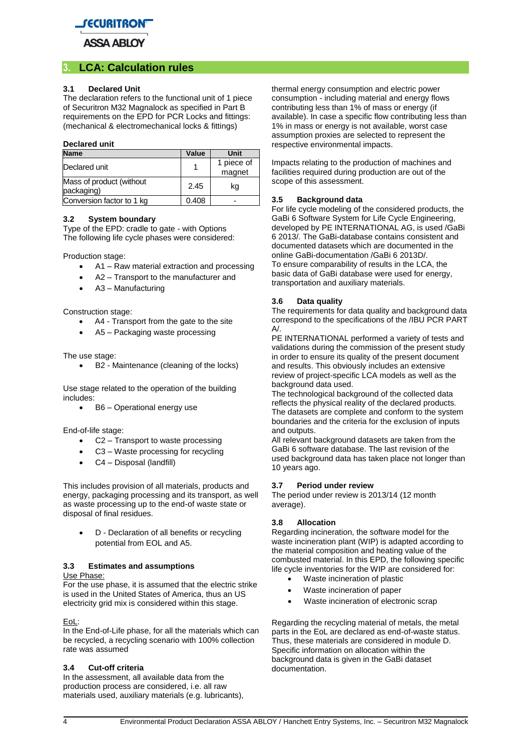## 3. LCA: Calculation rules

### 3.1 Declared Unit

The declaration refers to the functional unit of 1 piece of Securitron M32 Magnalock as specified in Part B requirements on the EPD for PCR Locks and fittings: (mechanical & electromechanical locks & fittings)

**Declared unit**

| Name | Value | Unit |
|---|---|---|
| Declared unit | 1 | 1 piece of magnet |
| Mass of product (without packaging) | 2.45 | kg |
| Conversion factor to 1 kg | 0.408 | - |

### 3.2 System boundary

Type of the EPD: cradle to gate - with Options
The following life cycle phases were considered:

Production stage:

- A1 – Raw material extraction and processing
- A2 – Transport to the manufacturer and
- A3 – Manufacturing

Construction stage:

- A4 - Transport from the gate to the site
- A5 – Packaging waste processing

The use stage:

- B2 - Maintenance (cleaning of the locks)

Use stage related to the operation of the building includes:

- B6 – Operational energy use

End-of-life stage:

- C2 – Transport to waste processing
- C3 – Waste processing for recycling
- C4 – Disposal (landfill)

This includes provision of all materials, products and energy, packaging processing and its transport, as well as waste processing up to the end-of waste state or disposal of final residues.

- D - Declaration of all benefits or recycling potential from EOL and A5.

### 3.3 Estimates and assumptions

Use Phase:
For the use phase, it is assumed that the electric strike is used in the United States of America, thus an US electricity grid mix is considered within this stage.

EoL:
In the End-of-Life phase, for all the materials which can be recycled, a recycling scenario with 100% collection rate was assumed

### 3.4 Cut-off criteria

In the assessment, all available data from the production process are considered, i.e. all raw materials used, auxiliary materials (e.g. lubricants), thermal energy consumption and electric power consumption - including material and energy flows contributing less than 1% of mass or energy (if available). In case a specific flow contributing less than 1% in mass or energy is not available, worst case assumption proxies are selected to represent the respective environmental impacts.

Impacts relating to the production of machines and facilities required during production are out of the scope of this assessment.

### 3.5 Background data

For life cycle modeling of the considered products, the GaBi 6 Software System for Life Cycle Engineering, developed by PE INTERNATIONAL AG, is used /GaBi 6 2013/. The GaBi-database contains consistent and documented datasets which are documented in the online GaBi-documentation /GaBi 6 2013D/.
To ensure comparability of results in the LCA, the basic data of GaBi database were used for energy, transportation and auxiliary materials.

### 3.6 Data quality

The requirements for data quality and background data correspond to the specifications of the /IBU PCR PART A/.
PE INTERNATIONAL performed a variety of tests and validations during the commission of the present study in order to ensure its quality of the present document and results. This obviously includes an extensive review of project-specific LCA models as well as the background data used.
The technological background of the collected data reflects the physical reality of the declared products. The datasets are complete and conform to the system boundaries and the criteria for the exclusion of inputs and outputs.
All relevant background datasets are taken from the GaBi 6 software database. The last revision of the used background data has taken place not longer than 10 years ago.

### 3.7 Period under review

The period under review is 2013/14 (12 month average).

### 3.8 Allocation

Regarding incineration, the software model for the waste incineration plant (WIP) is adapted according to the material composition and heating value of the combusted material. In this EPD, the following specific life cycle inventories for the WIP are considered for:

- Waste incineration of plastic
- Waste incineration of paper
- Waste incineration of electronic scrap

Regarding the recycling material of metals, the metal parts in the EoL are declared as end-of-waste status. Thus, these materials are considered in module D. Specific information on allocation within the background data is given in the GaBi dataset documentation.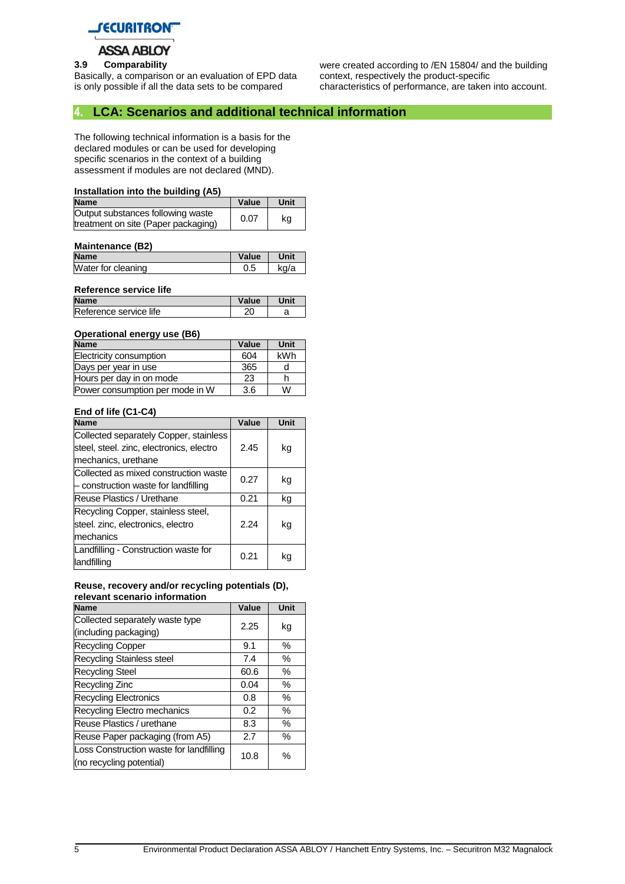### 3.9 Comparability

Basically, a comparison or an evaluation of EPD data is only possible if all the data sets to be compared were created according to /EN 15804/ and the building context, respectively the product-specific characteristics of performance, are taken into account.

## 4. LCA: Scenarios and additional technical information

The following technical information is a basis for the declared modules or can be used for developing specific scenarios in the context of a building assessment if modules are not declared (MND).

**Installation into the building (A5)**

| Name | Value | Unit |
|---|---|---|
| Output substances following waste treatment on site (Paper packaging) | 0.07 | kg |

**Maintenance (B2)**

| Name | Value | Unit |
|---|---|---|
| Water for cleaning | 0.5 | kg/a |

**Reference service life**

| Name | Value | Unit |
|---|---|---|
| Reference service life | 20 | a |

**Operational energy use (B6)**

| Name | Value | Unit |
|---|---|---|
| Electricity consumption | 604 | kWh |
| Days per year in use | 365 | d |
| Hours per day in on mode | 23 | h |
| Power consumption per mode in W | 3.6 | W |

**End of life (C1-C4)**

| Name | Value | Unit |
|---|---|---|
| Collected separately Copper, stainless steel, steel. zinc, electronics, electro mechanics, urethane | 2.45 | kg |
| Collected as mixed construction waste – construction waste for landfilling | 0.27 | kg |
| Reuse Plastics / Urethane | 0.21 | kg |
| Recycling Copper, stainless steel, steel. zinc, electronics, electro mechanics | 2.24 | kg |
| Landfilling - Construction waste for landfilling | 0.21 | kg |

**Reuse, recovery and/or recycling potentials (D), relevant scenario information**

| Name | Value | Unit |
|---|---|---|
| Collected separately waste type (including packaging) | 2.25 | kg |
| Recycling Copper | 9.1 | % |
| Recycling Stainless steel | 7.4 | % |
| Recycling Steel | 60.6 | % |
| Recycling Zinc | 0.04 | % |
| Recycling Electronics | 0.8 | % |
| Recycling Electro mechanics | 0.2 | % |
| Reuse Plastics / urethane | 8.3 | % |
| Reuse Paper packaging (from A5) | 2.7 | % |
| Loss Construction waste for landfilling (no recycling potential) | 10.8 | % |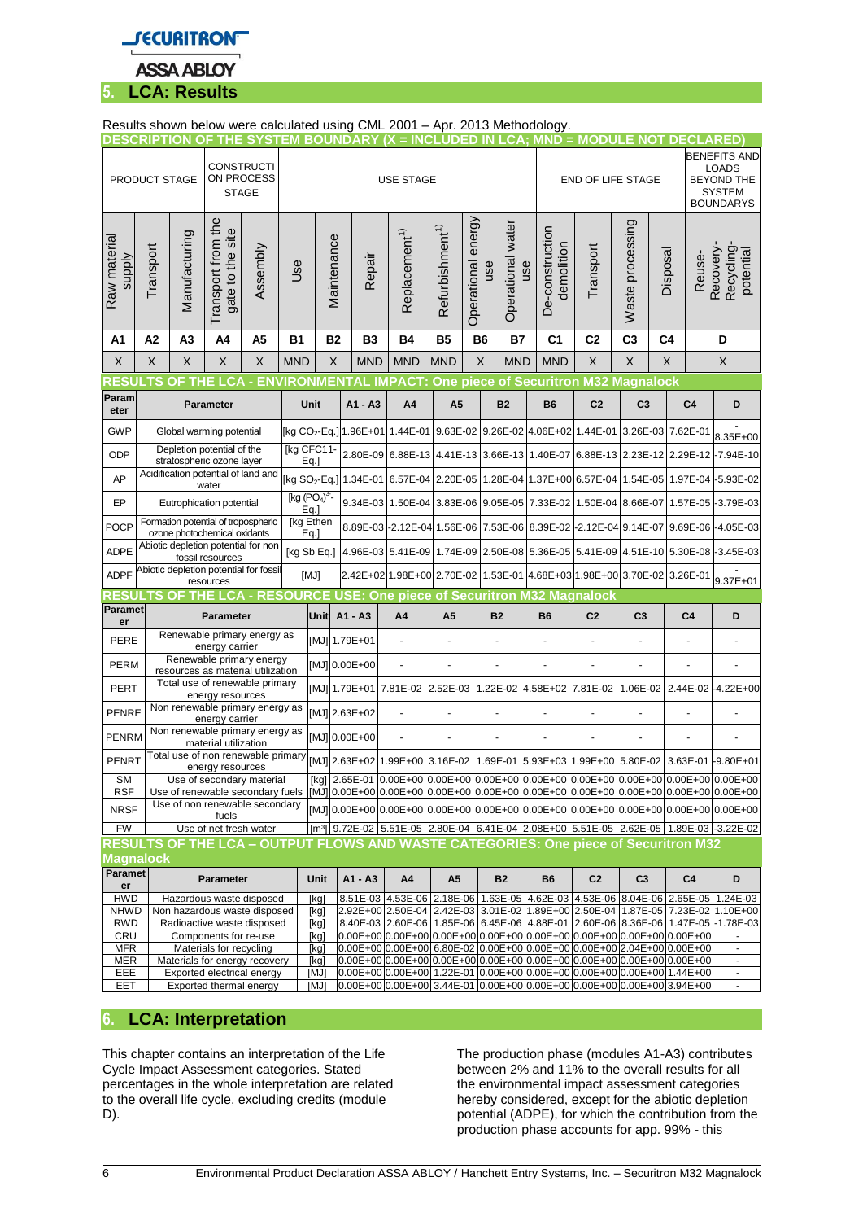## 5. LCA: Results

Results shown below were calculated using CML 2001 – Apr. 2013 Methodology.

| DESCRIPTION OF THE SYSTEM BOUNDARY (X = INCLUDED IN LCA; MND = MODULE NOT DECLARED) | | | | | | | | | | | | | | | | |
|---|---|---|---|---|---|---|---|---|---|---|---|---|---|---|---|---|
| PRODUCT STAGE | | | CONSTRUCTION PROCESS STAGE | | USE STAGE | | | | | | | END OF LIFE STAGE | | | | BENEFITS AND LOADS BEYOND THE SYSTEM BOUNDARYS |
| Raw material supply | Transport | Manufacturing | Transport from the gate to the site | Assembly | Use | Maintenance | Repair | Replacement[1)] | Refurbishment[1)] | Operational energy use | Operational water use | De-construction demolition | Transport | Waste processing | Disposal | Reuse-Recovery-Recycling-potential |
| A1 | A2 | A3 | A4 | A5 | B1 | B2 | B3 | B4 | B5 | B6 | B7 | C1 | C2 | C3 | C4 | D |
| X | X | X | X | X | MND | X | MND | MND | MND | X | MND | MND | X | X | X | X |

**RESULTS OF THE LCA - ENVIRONMENTAL IMPACT: One piece of Securitron M32 Magnalock**

| Parameter | Parameter | Unit | A1 - A3 | A4 | A5 | B2 | B6 | C2 | C3 | C4 | D |
|---|---|---|---|---|---|---|---|---|---|---|---|
| GWP | Global warming potential | [kg $CO_2$-Eq.] | 1.96E+01 | 1.44E-01 | 9.63E-02 | 9.26E-02 | 4.06E+02 | 1.44E-01 | 3.26E-03 | 7.62E-01 | -8.35E+00 |
| ODP | Depletion potential of the stratospheric ozone layer | [kg CFC11-Eq.] | 2.80E-09 | 6.88E-13 | 4.41E-13 | 3.66E-13 | 1.40E-07 | 6.88E-13 | 2.23E-12 | 2.29E-12 | -7.94E-10 |
| AP | Acidification potential of land and water | [kg $SO_2$-Eq.] | 1.34E-01 | 6.57E-04 | 2.20E-05 | 1.28E-04 | 1.37E+00 | 6.57E-04 | 1.54E-05 | 1.97E-04 | -5.93E-02 |
| EP | Eutrophication potential | [kg $(PO_4)^{3-}$-Eq.] | 9.34E-03 | 1.50E-04 | 3.83E-06 | 9.05E-05 | 7.33E-02 | 1.50E-04 | 8.66E-07 | 1.57E-05 | -3.79E-03 |
| POCP | Formation potential of tropospheric ozone photochemical oxidants | [kg Ethen Eq.] | 8.89E-03 | -2.12E-04 | 1.56E-06 | 7.53E-06 | 8.39E-02 | -2.12E-04 | 9.14E-07 | 9.69E-06 | -4.05E-03 |
| ADPE | Abiotic depletion potential for non fossil resources | [kg Sb Eq.] | 4.96E-03 | 5.41E-09 | 1.74E-09 | 2.50E-08 | 5.36E-05 | 5.41E-09 | 4.51E-10 | 5.30E-08 | -3.45E-03 |
| ADPF | Abiotic depletion potential for fossil resources | [MJ] | 2.42E+02 | 1.98E+00 | 2.70E-02 | 1.53E-01 | 4.68E+03 | 1.98E+00 | 3.70E-02 | 3.26E-01 | -9.37E+01 |

**RESULTS OF THE LCA - RESOURCE USE: One piece of Securitron M32 Magnalock**

| Parameter | Parameter | Unit | A1 - A3 | A4 | A5 | B2 | B6 | C2 | C3 | C4 | D |
|---|---|---|---|---|---|---|---|---|---|---|---|
| PERE | Renewable primary energy as energy carrier | [MJ] | 1.79E+01 | - | - | - | - | - | - | - | - |
| PERM | Renewable primary energy resources as material utilization | [MJ] | 0.00E+00 | - | - | - | - | - | - | - | - |
| PERT | Total use of renewable primary energy resources | [MJ] | 1.79E+01 | 7.81E-02 | 2.52E-03 | 1.22E-02 | 4.58E+02 | 7.81E-02 | 1.06E-02 | 2.44E-02 | -4.22E+00 |
| PENRE | Non renewable primary energy as energy carrier | [MJ] | 2.63E+02 | - | - | - | - | - | - | - | - |
| PENRM | Non renewable primary energy as material utilization | [MJ] | 0.00E+00 | - | - | - | - | - | - | - | - |
| PENRT | Total use of non renewable primary energy resources | [MJ] | 2.63E+02 | 1.99E+00 | 3.16E-02 | 1.69E-01 | 5.93E+03 | 1.99E+00 | 5.80E-02 | 3.63E-01 | -9.80E+01 |
| SM | Use of secondary material | [kg] | 2.65E-01 | 0.00E+00 | 0.00E+00 | 0.00E+00 | 0.00E+00 | 0.00E+00 | 0.00E+00 | 0.00E+00 | 0.00E+00 |
| RSF | Use of renewable secondary fuels | [MJ] | 0.00E+00 | 0.00E+00 | 0.00E+00 | 0.00E+00 | 0.00E+00 | 0.00E+00 | 0.00E+00 | 0.00E+00 | 0.00E+00 |
| NRSF | Use of non renewable secondary fuels | [MJ] | 0.00E+00 | 0.00E+00 | 0.00E+00 | 0.00E+00 | 0.00E+00 | 0.00E+00 | 0.00E+00 | 0.00E+00 | 0.00E+00 |
| FW | Use of net fresh water | [m³] | 9.72E-02 | 5.51E-05 | 2.80E-04 | 6.41E-04 | 2.08E+00 | 5.51E-05 | 2.62E-05 | 1.89E-03 | -3.22E-02 |

**RESULTS OF THE LCA – OUTPUT FLOWS AND WASTE CATEGORIES: One piece of Securitron M32 Magnalock**

| Parameter | Parameter | Unit | A1 - A3 | A4 | A5 | B2 | B6 | C2 | C3 | C4 | D |
|---|---|---|---|---|---|---|---|---|---|---|---|
| HWD | Hazardous waste disposed | [kg] | 8.51E-03 | 4.53E-06 | 2.18E-06 | 1.63E-05 | 4.62E-03 | 4.53E-06 | 8.04E-06 | 2.65E-05 | 1.24E-03 |
| NHWD | Non hazardous waste disposed | [kg] | 2.92E+00 | 2.50E-04 | 2.42E-03 | 3.01E-02 | 1.89E+00 | 2.50E-04 | 1.87E-05 | 7.23E-02 | 1.10E+00 |
| RWD | Radioactive waste disposed | [kg] | 8.40E-03 | 2.60E-06 | 1.85E-06 | 6.45E-06 | 4.88E-01 | 2.60E-06 | 8.36E-06 | 1.47E-05 | -1.78E-03 |
| CRU | Components for re-use | [kg] | 0.00E+00 | 0.00E+00 | 0.00E+00 | 0.00E+00 | 0.00E+00 | 0.00E+00 | 0.00E+00 | 0.00E+00 | - |
| MFR | Materials for recycling | [kg] | 0.00E+00 | 0.00E+00 | 6.80E-02 | 0.00E+00 | 0.00E+00 | 0.00E+00 | 2.04E+00 | 0.00E+00 | - |
| MER | Materials for energy recovery | [kg] | 0.00E+00 | 0.00E+00 | 0.00E+00 | 0.00E+00 | 0.00E+00 | 0.00E+00 | 0.00E+00 | 0.00E+00 | - |
| EEE | Exported electrical energy | [MJ] | 0.00E+00 | 0.00E+00 | 1.22E-01 | 0.00E+00 | 0.00E+00 | 0.00E+00 | 0.00E+00 | 1.44E+00 | - |
| EET | Exported thermal energy | [MJ] | 0.00E+00 | 0.00E+00 | 3.44E-01 | 0.00E+00 | 0.00E+00 | 0.00E+00 | 0.00E+00 | 3.94E+00 | - |

## 6. LCA: Interpretation

This chapter contains an interpretation of the Life Cycle Impact Assessment categories. Stated percentages in the whole interpretation are related to the overall life cycle, excluding credits (module D).

The production phase (modules A1-A3) contributes between 2% and 11% to the overall results for all the environmental impact assessment categories hereby considered, except for the abiotic depletion potential (ADPE), for which the contribution from the production phase accounts for app. 99% - this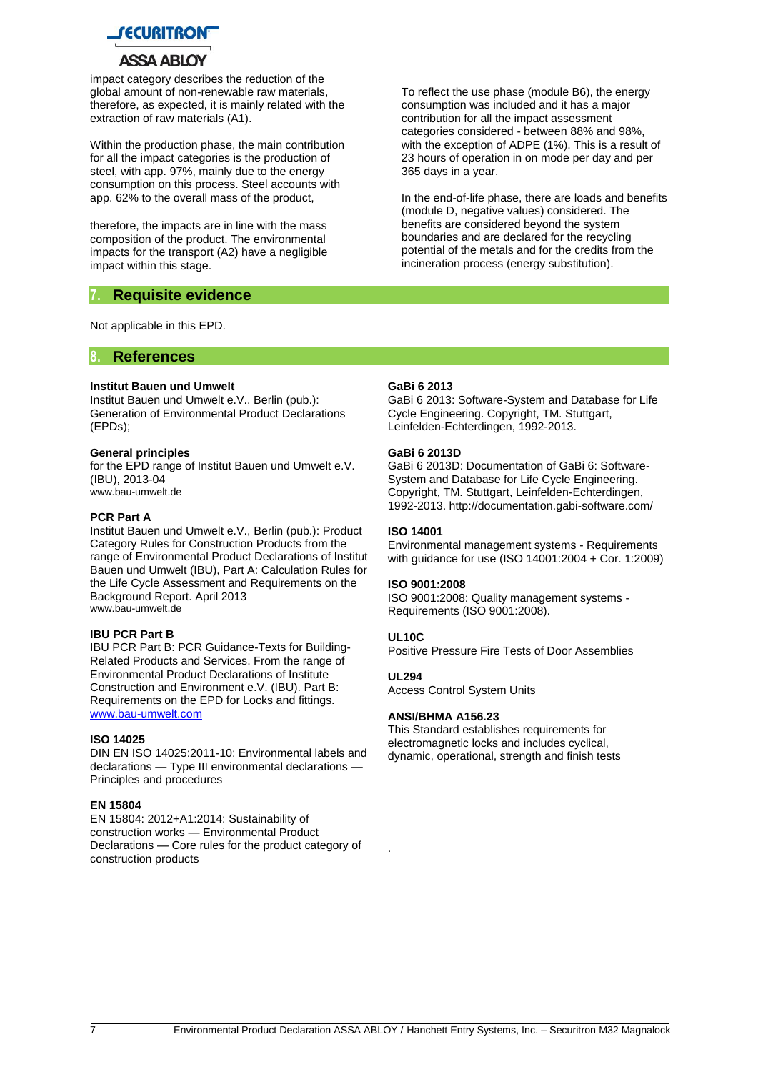impact category describes the reduction of the global amount of non-renewable raw materials, therefore, as expected, it is mainly related with the extraction of raw materials (A1).

Within the production phase, the main contribution for all the impact categories is the production of steel, with app. 97%, mainly due to the energy consumption on this process. Steel accounts with app. 62% to the overall mass of the product,

therefore, the impacts are in line with the mass composition of the product. The environmental impacts for the transport (A2) have a negligible impact within this stage.

To reflect the use phase (module B6), the energy consumption was included and it has a major contribution for all the impact assessment categories considered - between 88% and 98%, with the exception of ADPE (1%). This is a result of 23 hours of operation in on mode per day and per 365 days in a year.

In the end-of-life phase, there are loads and benefits (module D, negative values) considered. The benefits are considered beyond the system boundaries and are declared for the recycling potential of the metals and for the credits from the incineration process (energy substitution).

## 7. Requisite evidence

Not applicable in this EPD.

## 8. References

**Institut Bauen und Umwelt**
Institut Bauen und Umwelt e.V., Berlin (pub.): Generation of Environmental Product Declarations (EPDs);

**General principles**
for the EPD range of Institut Bauen und Umwelt e.V. (IBU), 2013-04
www.bau-umwelt.de

**PCR Part A**
Institut Bauen und Umwelt e.V., Berlin (pub.): Product Category Rules for Construction Products from the range of Environmental Product Declarations of Institut Bauen und Umwelt (IBU), Part A: Calculation Rules for the Life Cycle Assessment and Requirements on the Background Report. April 2013
www.bau-umwelt.de

**IBU PCR Part B**
IBU PCR Part B: PCR Guidance-Texts for Building-Related Products and Services. From the range of Environmental Product Declarations of Institute Construction and Environment e.V. (IBU). Part B: Requirements on the EPD for Locks and fittings.
www.bau-umwelt.com

**ISO 14025**
DIN EN ISO 14025:2011-10: Environmental labels and declarations — Type III environmental declarations — Principles and procedures

**EN 15804**
EN 15804: 2012+A1:2014: Sustainability of construction works — Environmental Product Declarations — Core rules for the product category of construction products

**GaBi 6 2013**
GaBi 6 2013: Software-System and Database for Life Cycle Engineering. Copyright, TM. Stuttgart, Leinfelden-Echterdingen, 1992-2013.

**GaBi 6 2013D**
GaBi 6 2013D: Documentation of GaBi 6: Software-System and Database for Life Cycle Engineering. Copyright, TM. Stuttgart, Leinfelden-Echterdingen, 1992-2013. http://documentation.gabi-software.com/

**ISO 14001**
Environmental management systems - Requirements with guidance for use (ISO 14001:2004 + Cor. 1:2009)

**ISO 9001:2008**
ISO 9001:2008: Quality management systems - Requirements (ISO 9001:2008).

**UL10C**
Positive Pressure Fire Tests of Door Assemblies

**UL294**
Access Control System Units

**ANSI/BHMA A156.23**
This Standard establishes requirements for electromagnetic locks and includes cyclical, dynamic, operational, strength and finish tests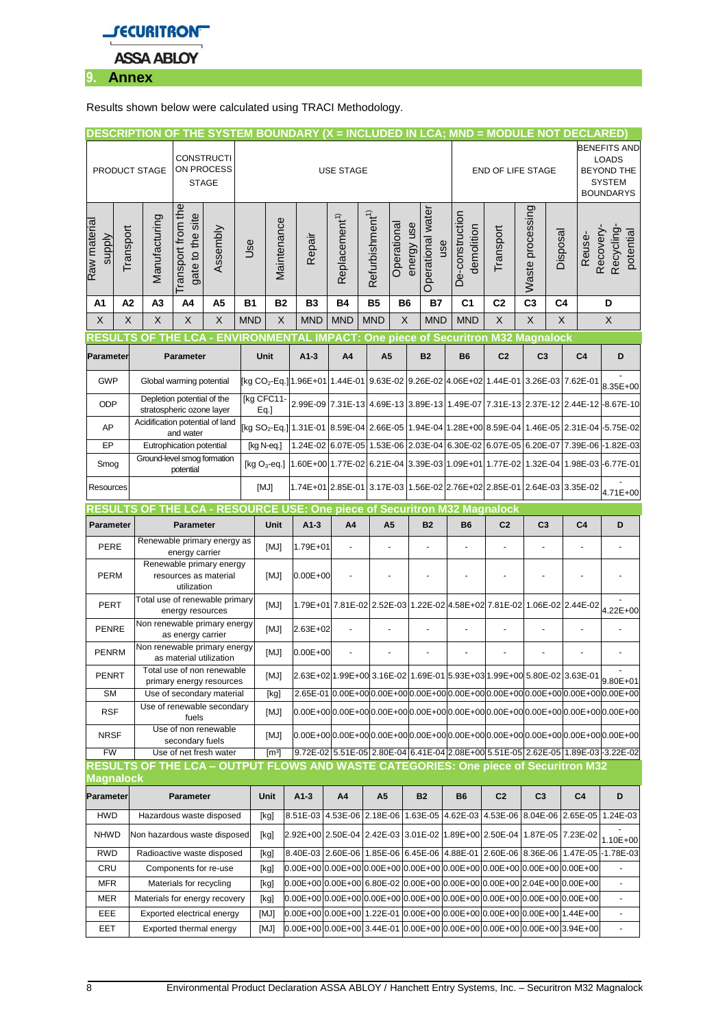## 9. Annex

Results shown below were calculated using TRACI Methodology.

| DESCRIPTION OF THE SYSTEM BOUNDARY (X = INCLUDED IN LCA; MND = MODULE NOT DECLARED) | | | | | | | | | | | | | | | | |
|---|---|---|---|---|---|---|---|---|---|---|---|---|---|---|---|---|
| PRODUCT STAGE | | | CONSTRUCTION PROCESS STAGE | | USE STAGE | | | | | | | END OF LIFE STAGE | | | | BENEFITS AND LOADS BEYOND THE SYSTEM BOUNDARYS |
| Raw material supply | Transport | Manufacturing | Transport from the gate to the site | Assembly | Use | Maintenance | Repair | Replacement[1)] | Refurbishment[1)] | Operational energy use | Operational water use | De-construction demolition | Transport | Waste processing | Disposal | Reuse-Recovery-Recycling-potential |
| A1 | A2 | A3 | A4 | A5 | B1 | B2 | B3 | B4 | B5 | B6 | B7 | C1 | C2 | C3 | C4 | D |
| X | X | X | X | X | MND | X | MND | MND | MND | X | MND | MND | X | X | X | X |

**RESULTS OF THE LCA - ENVIRONMENTAL IMPACT: One piece of Securitron M32 Magnalock**

| Parameter | Parameter | Unit | A1-3 | A4 | A5 | B2 | B6 | C2 | C3 | C4 | D |
|---|---|---|---|---|---|---|---|---|---|---|---|
| GWP | Global warming potential | [kg $CO_2$-Eq.] | 1.96E+01 | 1.44E-01 | 9.63E-02 | 9.26E-02 | 4.06E+02 | 1.44E-01 | 3.26E-03 | 7.62E-01 | -8.35E+00 |
| ODP | Depletion potential of the stratospheric ozone layer | [kg CFC11-Eq.] | 2.99E-09 | 7.31E-13 | 4.69E-13 | 3.89E-13 | 1.49E-07 | 7.31E-13 | 2.37E-12 | 2.44E-12 | -8.67E-10 |
| AP | Acidification potential of land and water | [kg $SO_2$-Eq.] | 1.31E-01 | 8.59E-04 | 2.66E-05 | 1.94E-04 | 1.28E+00 | 8.59E-04 | 1.46E-05 | 2.31E-04 | -5.75E-02 |
| EP | Eutrophication potential | [kg N-eq.] | 1.24E-02 | 6.07E-05 | 1.53E-06 | 2.03E-04 | 6.30E-02 | 6.07E-05 | 6.20E-07 | 7.39E-06 | -1.82E-03 |
| Smog | Ground-level smog formation potential | [kg $O_3$-eq.] | 1.60E+00 | 1.77E-02 | 6.21E-04 | 3.39E-03 | 1.09E+01 | 1.77E-02 | 1.32E-04 | 1.98E-03 | -6.77E-01 |
| Resources | | [MJ] | 1.74E+01 | 2.85E-01 | 3.17E-03 | 1.56E-02 | 2.76E+02 | 2.85E-01 | 2.64E-03 | 3.35E-02 | -4.71E+00 |

**RESULTS OF THE LCA - RESOURCE USE: One piece of Securitron M32 Magnalock**

| Parameter | Parameter | Unit | A1-3 | A4 | A5 | B2 | B6 | C2 | C3 | C4 | D |
|---|---|---|---|---|---|---|---|---|---|---|---|
| PERE | Renewable primary energy as energy carrier | [MJ] | 1.79E+01 | - | - | - | - | - | - | - | - |
| PERM | Renewable primary energy resources as material utilization | [MJ] | 0.00E+00 | - | - | - | - | - | - | - | - |
| PERT | Total use of renewable primary energy resources | [MJ] | 1.79E+01 | 7.81E-02 | 2.52E-03 | 1.22E-02 | 4.58E+02 | 7.81E-02 | 1.06E-02 | 2.44E-02 | -4.22E+00 |
| PENRE | Non renewable primary energy as energy carrier | [MJ] | 2.63E+02 | - | - | - | - | - | - | - | - |
| PENRM | Non renewable primary energy as material utilization | [MJ] | 0.00E+00 | - | - | - | - | - | - | - | - |
| PENRT | Total use of non renewable primary energy resources | [MJ] | 2.63E+02 | 1.99E+00 | 3.16E-02 | 1.69E-01 | 5.93E+03 | 1.99E+00 | 5.80E-02 | 3.63E-01 | -9.80E+01 |
| SM | Use of secondary material | [kg] | 2.65E-01 | 0.00E+00 | 0.00E+00 | 0.00E+00 | 0.00E+00 | 0.00E+00 | 0.00E+00 | 0.00E+00 | 0.00E+00 |
| RSF | Use of renewable secondary fuels | [MJ] | 0.00E+00 | 0.00E+00 | 0.00E+00 | 0.00E+00 | 0.00E+00 | 0.00E+00 | 0.00E+00 | 0.00E+00 | 0.00E+00 |
| NRSF | Use of non renewable secondary fuels | [MJ] | 0.00E+00 | 0.00E+00 | 0.00E+00 | 0.00E+00 | 0.00E+00 | 0.00E+00 | 0.00E+00 | 0.00E+00 | 0.00E+00 |
| FW | Use of net fresh water | [$m^3$] | 9.72E-02 | 5.51E-05 | 2.80E-04 | 6.41E-04 | 2.08E+00 | 5.51E-05 | 2.62E-05 | 1.89E-03 | -3.22E-02 |

**RESULTS OF THE LCA – OUTPUT FLOWS AND WASTE CATEGORIES: One piece of Securitron M32 Magnalock**

| Parameter | Parameter | Unit | A1-3 | A4 | A5 | B2 | B6 | C2 | C3 | C4 | D |
|---|---|---|---|---|---|---|---|---|---|---|---|
| HWD | Hazardous waste disposed | [kg] | 8.51E-03 | 4.53E-06 | 2.18E-06 | 1.63E-05 | 4.62E-03 | 4.53E-06 | 8.04E-06 | 2.65E-05 | 1.24E-03 |
| NHWD | Non hazardous waste disposed | [kg] | 2.92E+00 | 2.50E-04 | 2.42E-03 | 3.01E-02 | 1.89E+00 | 2.50E-04 | 1.87E-05 | 7.23E-02 | -1.10E+00 |
| RWD | Radioactive waste disposed | [kg] | 8.40E-03 | 2.60E-06 | 1.85E-06 | 6.45E-06 | 4.88E-01 | 2.60E-06 | 8.36E-06 | 1.47E-05 | -1.78E-03 |
| CRU | Components for re-use | [kg] | 0.00E+00 | 0.00E+00 | 0.00E+00 | 0.00E+00 | 0.00E+00 | 0.00E+00 | 0.00E+00 | 0.00E+00 | - |
| MFR | Materials for recycling | [kg] | 0.00E+00 | 0.00E+00 | 6.80E-02 | 0.00E+00 | 0.00E+00 | 0.00E+00 | 2.04E+00 | 0.00E+00 | - |
| MER | Materials for energy recovery | [kg] | 0.00E+00 | 0.00E+00 | 0.00E+00 | 0.00E+00 | 0.00E+00 | 0.00E+00 | 0.00E+00 | 0.00E+00 | - |
| EEE | Exported electrical energy | [MJ] | 0.00E+00 | 0.00E+00 | 1.22E-01 | 0.00E+00 | 0.00E+00 | 0.00E+00 | 0.00E+00 | 1.44E+00 | - |
| EET | Exported thermal energy | [MJ] | 0.00E+00 | 0.00E+00 | 3.44E-01 | 0.00E+00 | 0.00E+00 | 0.00E+00 | 0.00E+00 | 3.94E+00 | - |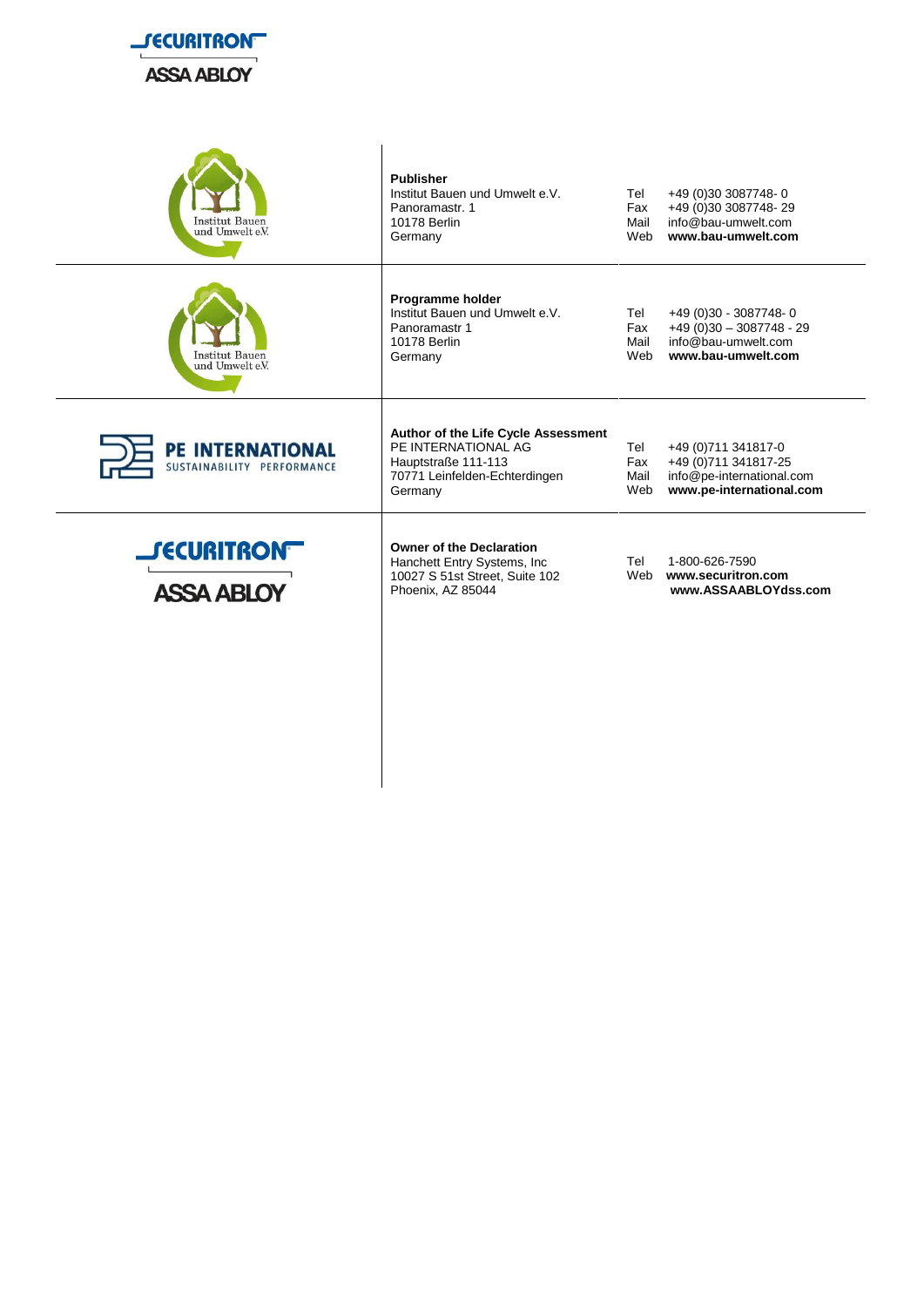**Publisher**
Institut Bauen und Umwelt e.V.
Panoramastr. 1
10178 Berlin
Germany

Tel +49 (0)30 3087748- 0
Fax +49 (0)30 3087748- 29
Mail info@bau-umwelt.com
Web **www.bau-umwelt.com**

**Programme holder**
Institut Bauen und Umwelt e.V.
Panoramastr 1
10178 Berlin
Germany

Tel +49 (0)30 - 3087748- 0
Fax +49 (0)30 – 3087748 - 29
Mail info@bau-umwelt.com
Web **www.bau-umwelt.com**

**Author of the Life Cycle Assessment**
PE INTERNATIONAL AG
Hauptstraße 111-113
70771 Leinfelden-Echterdingen
Germany

Tel +49 (0)711 341817-0
Fax +49 (0)711 341817-25
Mail info@pe-international.com
Web **www.pe-international.com**

**Owner of the Declaration**
Hanchett Entry Systems, Inc
10027 S 51st Street, Suite 102
Phoenix, AZ 85044

Tel 1-800-626-7590
Web **www.securitron.com**
**www.ASSAABLOYdss.com**